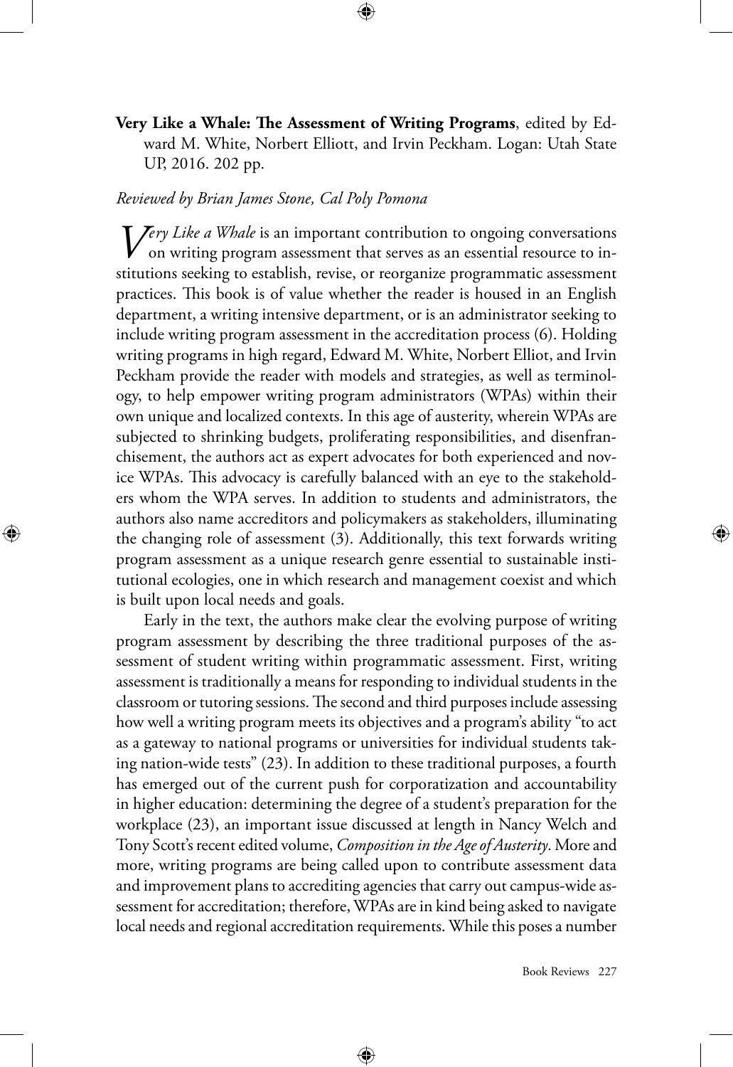**Very Like a Whale: The Assessment of Writing Programs**, edited by Edward M. White, Norbert Elliott, and Irvin Peckham. Logan: Utah State UP, 2016. 202 pp.

*Reviewed by Brian James Stone, Cal Poly Pomona*

*Very Like a Whale* is an important contribution to ongoing conversations on writing program assessment that serves as an essential resource to institutions seeking to establish, revise, or reorganize programmatic assessment practices. This book is of value whether the reader is housed in an English department, a writing intensive department, or is an administrator seeking to include writing program assessment in the accreditation process (6). Holding writing programs in high regard, Edward M. White, Norbert Elliot, and Irvin Peckham provide the reader with models and strategies, as well as terminology, to help empower writing program administrators (WPAs) within their own unique and localized contexts. In this age of austerity, wherein WPAs are subjected to shrinking budgets, proliferating responsibilities, and disenfranchisement, the authors act as expert advocates for both experienced and novice WPAs. This advocacy is carefully balanced with an eye to the stakeholders whom the WPA serves. In addition to students and administrators, the authors also name accreditors and policymakers as stakeholders, illuminating the changing role of assessment (3). Additionally, this text forwards writing program assessment as a unique research genre essential to sustainable institutional ecologies, one in which research and management coexist and which is built upon local needs and goals.

Early in the text, the authors make clear the evolving purpose of writing program assessment by describing the three traditional purposes of the assessment of student writing within programmatic assessment. First, writing assessment is traditionally a means for responding to individual students in the classroom or tutoring sessions. The second and third purposes include assessing how well a writing program meets its objectives and a program's ability "to act as a gateway to national programs or universities for individual students taking nation-wide tests" (23). In addition to these traditional purposes, a fourth has emerged out of the current push for corporatization and accountability in higher education: determining the degree of a student's preparation for the workplace (23), an important issue discussed at length in Nancy Welch and Tony Scott's recent edited volume, *Composition in the Age of Austerity*. More and more, writing programs are being called upon to contribute assessment data and improvement plans to accrediting agencies that carry out campus-wide assessment for accreditation; therefore, WPAs are in kind being asked to navigate local needs and regional accreditation requirements. While this poses a number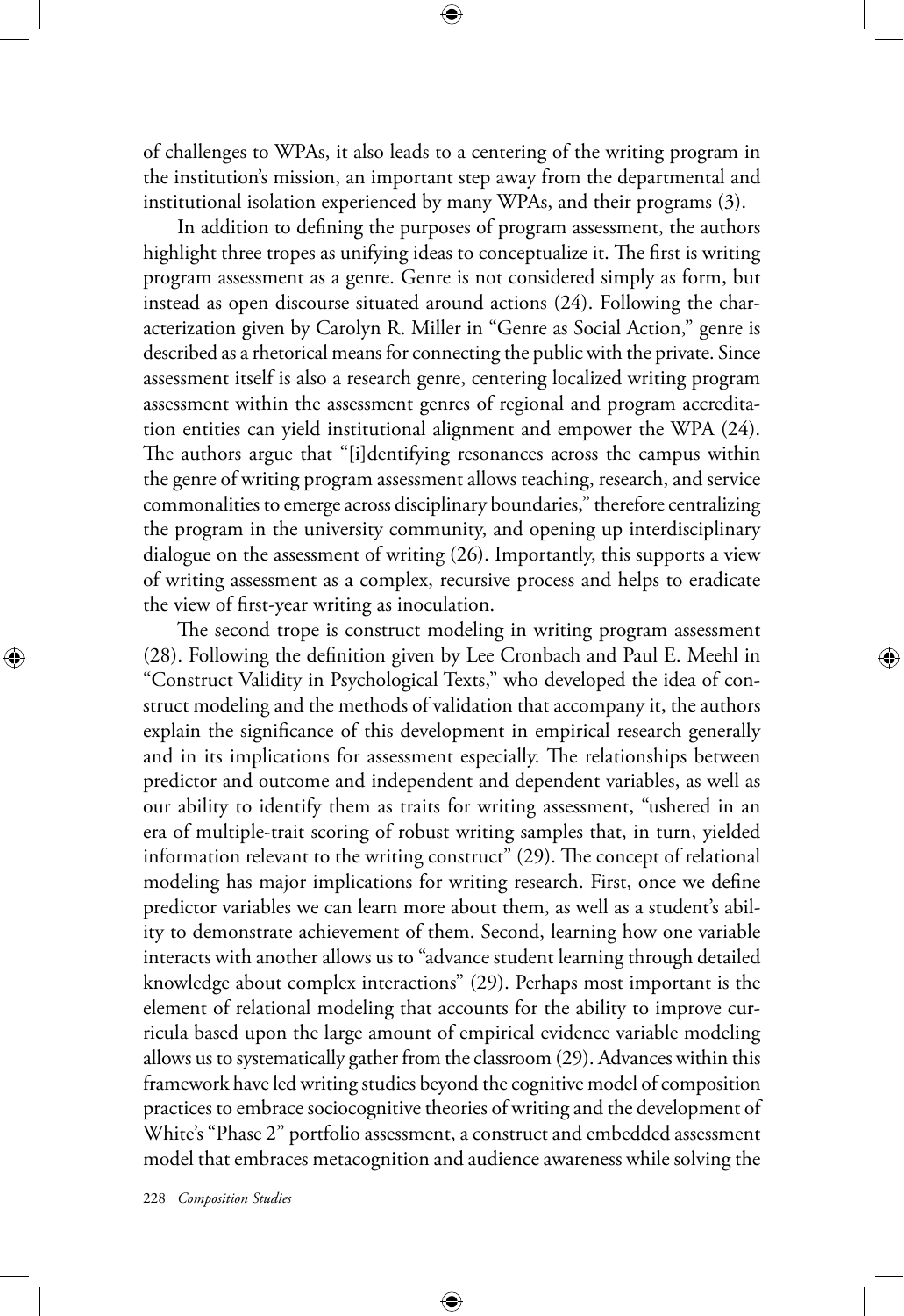of challenges to WPAs, it also leads to a centering of the writing program in the institution's mission, an important step away from the departmental and institutional isolation experienced by many WPAs, and their programs (3).

In addition to defining the purposes of program assessment, the authors highlight three tropes as unifying ideas to conceptualize it. The first is writing program assessment as a genre. Genre is not considered simply as form, but instead as open discourse situated around actions (24). Following the characterization given by Carolyn R. Miller in "Genre as Social Action," genre is described as a rhetorical means for connecting the public with the private. Since assessment itself is also a research genre, centering localized writing program assessment within the assessment genres of regional and program accreditation entities can yield institutional alignment and empower the WPA (24). The authors argue that "[i]dentifying resonances across the campus within the genre of writing program assessment allows teaching, research, and service commonalities to emerge across disciplinary boundaries," therefore centralizing the program in the university community, and opening up interdisciplinary dialogue on the assessment of writing (26). Importantly, this supports a view of writing assessment as a complex, recursive process and helps to eradicate the view of first-year writing as inoculation.

The second trope is construct modeling in writing program assessment (28). Following the definition given by Lee Cronbach and Paul E. Meehl in "Construct Validity in Psychological Texts," who developed the idea of construct modeling and the methods of validation that accompany it, the authors explain the significance of this development in empirical research generally and in its implications for assessment especially. The relationships between predictor and outcome and independent and dependent variables, as well as our ability to identify them as traits for writing assessment, "ushered in an era of multiple-trait scoring of robust writing samples that, in turn, yielded information relevant to the writing construct" (29). The concept of relational modeling has major implications for writing research. First, once we define predictor variables we can learn more about them, as well as a student's ability to demonstrate achievement of them. Second, learning how one variable interacts with another allows us to "advance student learning through detailed knowledge about complex interactions" (29). Perhaps most important is the element of relational modeling that accounts for the ability to improve curricula based upon the large amount of empirical evidence variable modeling allows us to systematically gather from the classroom (29). Advances within this framework have led writing studies beyond the cognitive model of composition practices to embrace sociocognitive theories of writing and the development of White's "Phase 2" portfolio assessment, a construct and embedded assessment model that embraces metacognition and audience awareness while solving the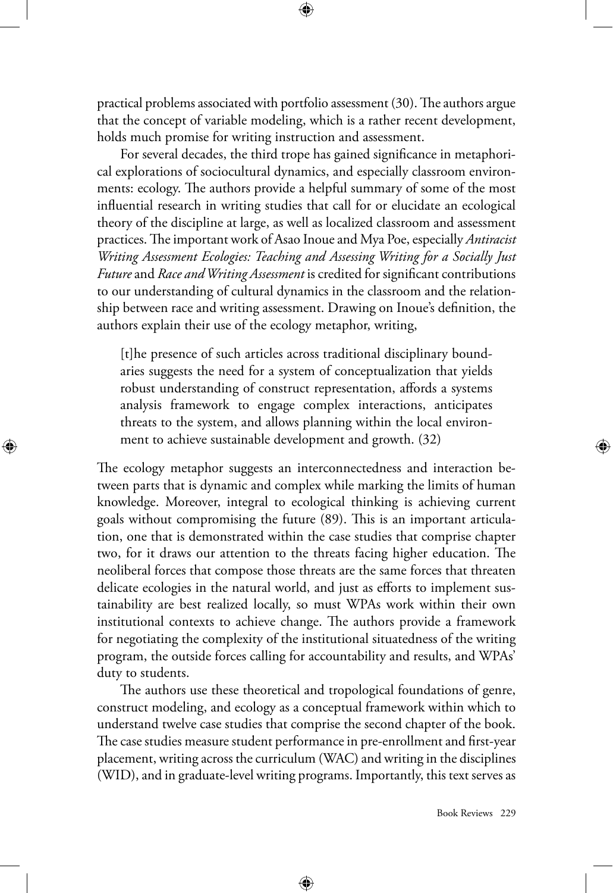practical problems associated with portfolio assessment (30). The authors argue that the concept of variable modeling, which is a rather recent development, holds much promise for writing instruction and assessment.

For several decades, the third trope has gained significance in metaphorical explorations of sociocultural dynamics, and especially classroom environments: ecology. The authors provide a helpful summary of some of the most influential research in writing studies that call for or elucidate an ecological theory of the discipline at large, as well as localized classroom and assessment practices. The important work of Asao Inoue and Mya Poe, especially *Antiracist Writing Assessment Ecologies: Teaching and Assessing Writing for a Socially Just Future* and *Race and Writing Assessment* is credited for significant contributions to our understanding of cultural dynamics in the classroom and the relationship between race and writing assessment. Drawing on Inoue's definition, the authors explain their use of the ecology metaphor, writing,

> [t]he presence of such articles across traditional disciplinary boundaries suggests the need for a system of conceptualization that yields robust understanding of construct representation, affords a systems analysis framework to engage complex interactions, anticipates threats to the system, and allows planning within the local environment to achieve sustainable development and growth. (32)

The ecology metaphor suggests an interconnectedness and interaction between parts that is dynamic and complex while marking the limits of human knowledge. Moreover, integral to ecological thinking is achieving current goals without compromising the future (89). This is an important articulation, one that is demonstrated within the case studies that comprise chapter two, for it draws our attention to the threats facing higher education. The neoliberal forces that compose those threats are the same forces that threaten delicate ecologies in the natural world, and just as efforts to implement sustainability are best realized locally, so must WPAs work within their own institutional contexts to achieve change. The authors provide a framework for negotiating the complexity of the institutional situatedness of the writing program, the outside forces calling for accountability and results, and WPAs' duty to students.

The authors use these theoretical and tropological foundations of genre, construct modeling, and ecology as a conceptual framework within which to understand twelve case studies that comprise the second chapter of the book. The case studies measure student performance in pre-enrollment and first-year placement, writing across the curriculum (WAC) and writing in the disciplines (WID), and in graduate-level writing programs. Importantly, this text serves as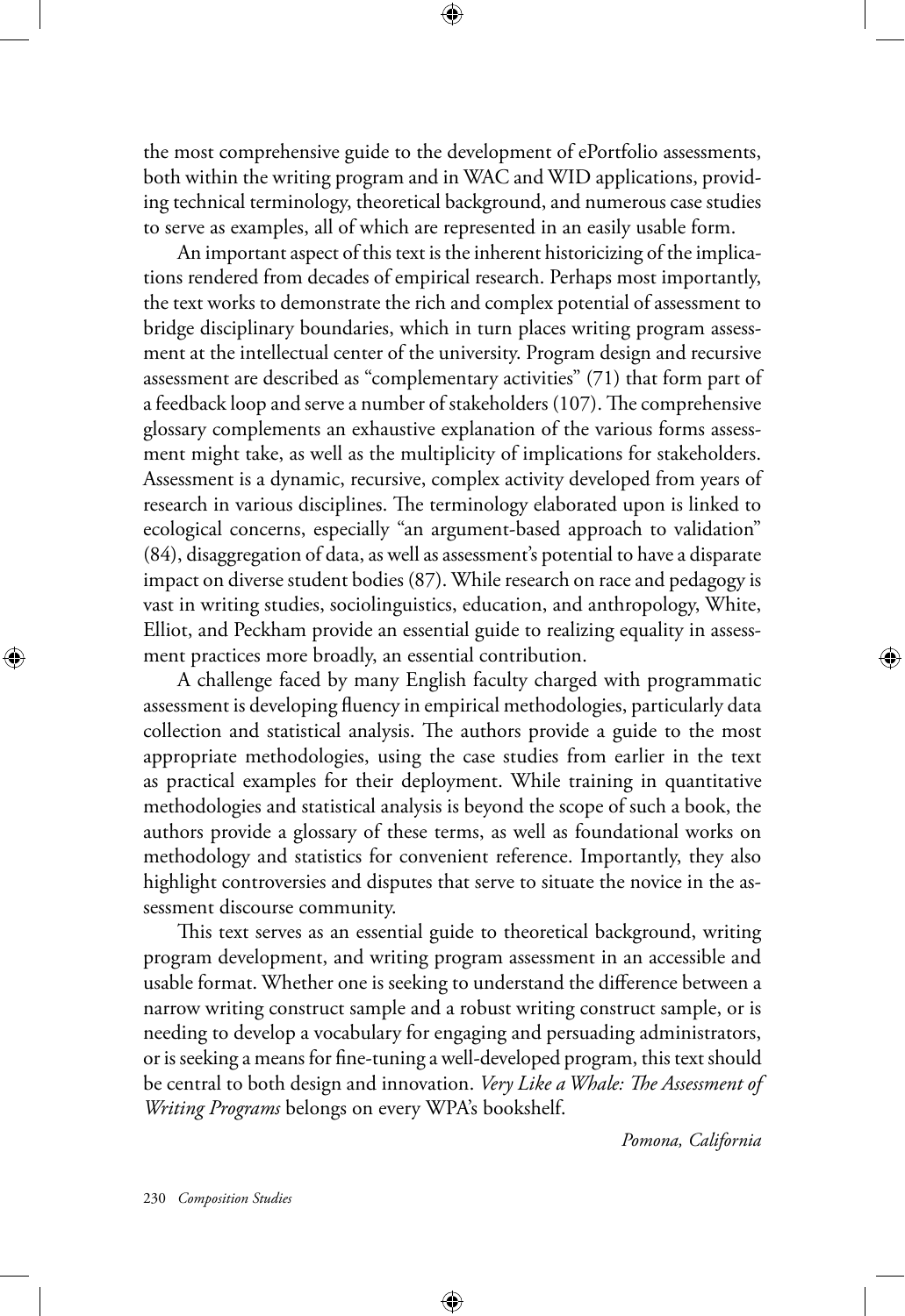the most comprehensive guide to the development of ePortfolio assessments, both within the writing program and in WAC and WID applications, providing technical terminology, theoretical background, and numerous case studies to serve as examples, all of which are represented in an easily usable form.

An important aspect of this text is the inherent historicizing of the implications rendered from decades of empirical research. Perhaps most importantly, the text works to demonstrate the rich and complex potential of assessment to bridge disciplinary boundaries, which in turn places writing program assessment at the intellectual center of the university. Program design and recursive assessment are described as "complementary activities" (71) that form part of a feedback loop and serve a number of stakeholders (107). The comprehensive glossary complements an exhaustive explanation of the various forms assessment might take, as well as the multiplicity of implications for stakeholders. Assessment is a dynamic, recursive, complex activity developed from years of research in various disciplines. The terminology elaborated upon is linked to ecological concerns, especially "an argument-based approach to validation" (84), disaggregation of data, as well as assessment's potential to have a disparate impact on diverse student bodies (87). While research on race and pedagogy is vast in writing studies, sociolinguistics, education, and anthropology, White, Elliot, and Peckham provide an essential guide to realizing equality in assessment practices more broadly, an essential contribution.

A challenge faced by many English faculty charged with programmatic assessment is developing fluency in empirical methodologies, particularly data collection and statistical analysis. The authors provide a guide to the most appropriate methodologies, using the case studies from earlier in the text as practical examples for their deployment. While training in quantitative methodologies and statistical analysis is beyond the scope of such a book, the authors provide a glossary of these terms, as well as foundational works on methodology and statistics for convenient reference. Importantly, they also highlight controversies and disputes that serve to situate the novice in the assessment discourse community.

This text serves as an essential guide to theoretical background, writing program development, and writing program assessment in an accessible and usable format. Whether one is seeking to understand the difference between a narrow writing construct sample and a robust writing construct sample, or is needing to develop a vocabulary for engaging and persuading administrators, or is seeking a means for fine-tuning a well-developed program, this text should be central to both design and innovation. *Very Like a Whale: The Assessment of Writing Programs* belongs on every WPA's bookshelf.

*Pomona, California*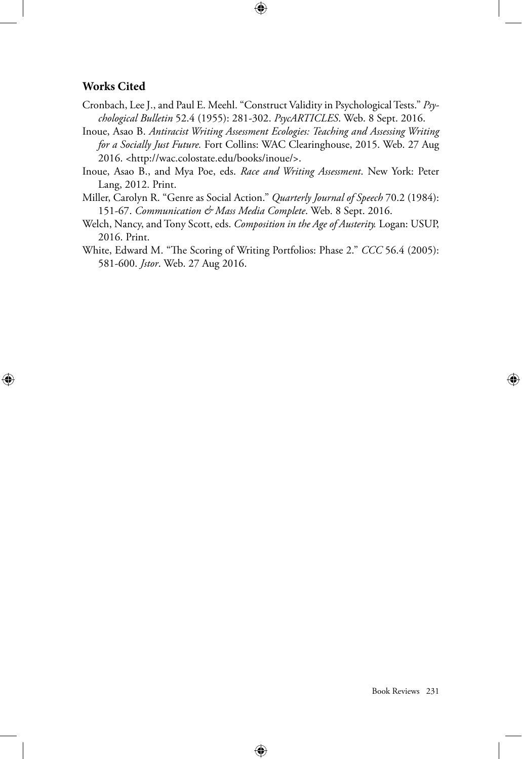## Works Cited

Cronbach, Lee J., and Paul E. Meehl. "Construct Validity in Psychological Tests." *Psychological Bulletin* 52.4 (1955): 281-302. *PsycARTICLES*. Web. 8 Sept. 2016.

Inoue, Asao B. *Antiracist Writing Assessment Ecologies: Teaching and Assessing Writing for a Socially Just Future.* Fort Collins: WAC Clearinghouse, 2015. Web. 27 Aug 2016. <http://wac.colostate.edu/books/inoue/>.

Inoue, Asao B., and Mya Poe, eds. *Race and Writing Assessment*. New York: Peter Lang, 2012. Print.

Miller, Carolyn R. "Genre as Social Action." *Quarterly Journal of Speech* 70.2 (1984): 151-67. *Communication & Mass Media Complete*. Web. 8 Sept. 2016.

Welch, Nancy, and Tony Scott, eds. *Composition in the Age of Austerity.* Logan: USUP, 2016. Print.

White, Edward M. "The Scoring of Writing Portfolios: Phase 2." *CCC* 56.4 (2005): 581-600. *Jstor*. Web. 27 Aug 2016.